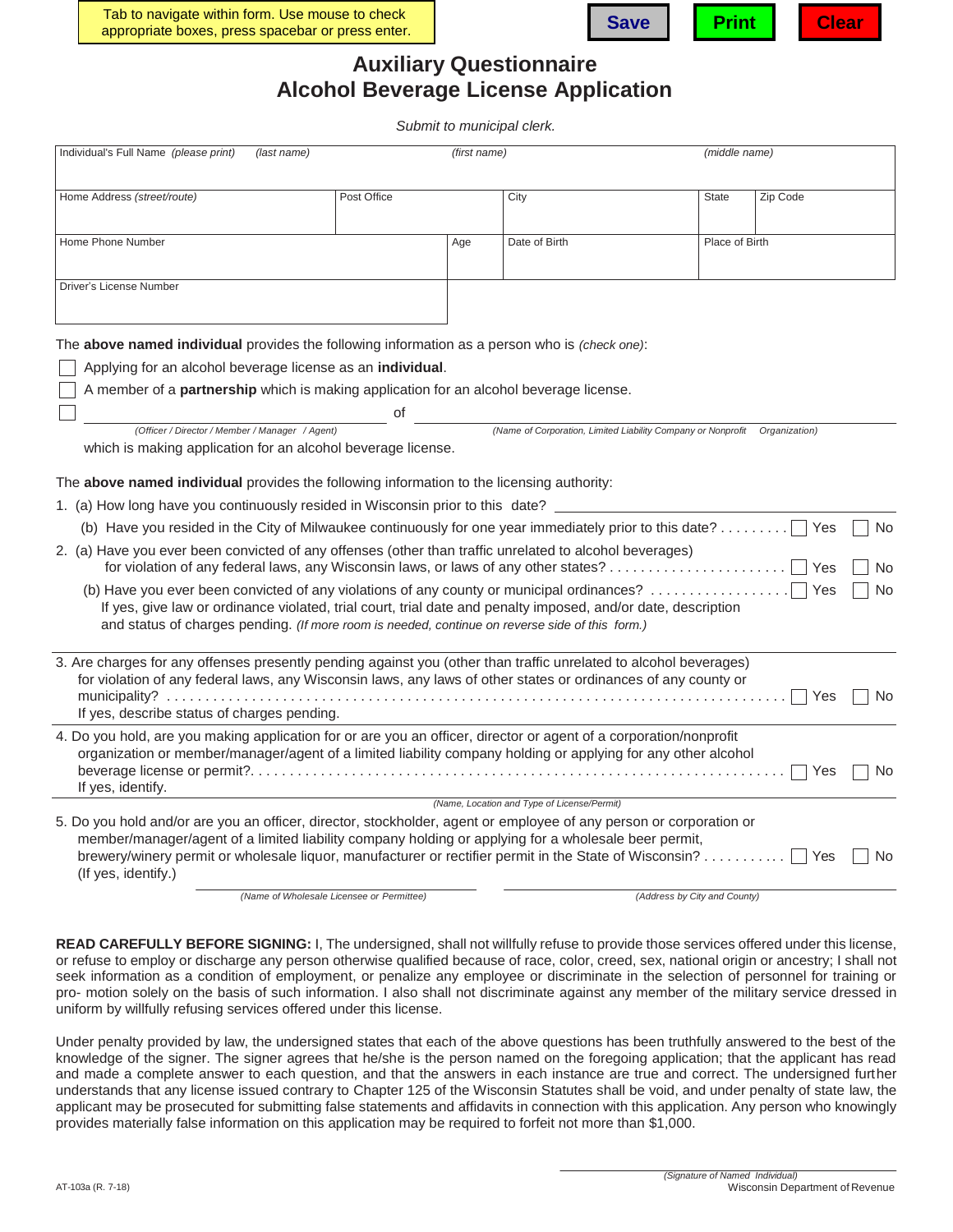Tab to navigate within form. Use mouse to check appropriate boxes, press spacebar or press enter.

Save | Print | Clear

# Auxiliary Questionnaire
# Alcohol Beverage License Application

*Submit to municipal clerk.*

| Individual's Full Name *(please print)* *(last name)* | | *(first name)* | | *(middle name)* | |
|---|---|---|---|---|---|
| Home Address *(street/route)* | Post Office | | City | State | Zip Code |
| Home Phone Number | | Age | Date of Birth | Place of Birth | |
| Driver's License Number | | | | | |

The **above named individual** provides the following information as a person who is *(check one)*:

☐ Applying for an alcohol beverage license as an **individual**.

☐ A member of a **partnership** which is making application for an alcohol beverage license.

☐ ______________________ of ______________________
*(Officer / Director / Member / Manager / Agent)* *(Name of Corporation, Limited Liability Company or Nonprofit Organization)*
which is making application for an alcohol beverage license.

The **above named individual** provides the following information to the licensing authority:

1. (a) How long have you continuously resided in Wisconsin prior to this date? ______________________

   (b) Have you resided in the City of Milwaukee continuously for one year immediately prior to this date? . . . . . . . . . ☐ Yes ☐ No

2. (a) Have you ever been convicted of any offenses (other than traffic unrelated to alcohol beverages) for violation of any federal laws, any Wisconsin laws, or laws of any other states? . . . . . . . . . . . . . . . . . . . . . . . . ☐ Yes ☐ No

   (b) Have you ever been convicted of any violations of any county or municipal ordinances? . . . . . . . . . . . . . . . . . . ☐ Yes ☐ No

   If yes, give law or ordinance violated, trial court, trial date and penalty imposed, and/or date, description and status of charges pending. *(If more room is needed, continue on reverse side of this form.)*

3. Are charges for any offenses presently pending against you (other than traffic unrelated to alcohol beverages) for violation of any federal laws, any Wisconsin laws, any laws of other states or ordinances of any county or municipality? . . . . . . . . . . . . . . . . . . . . . . . . . . . . . . . . . . . . . . . . . . . . . . . . . . . . . . . . . . . . . . . . . . . . . . . . . ☐ Yes ☐ No

   If yes, describe status of charges pending.

4. Do you hold, are you making application for or are you an officer, director or agent of a corporation/nonprofit organization or member/manager/agent of a limited liability company holding or applying for any other alcohol beverage license or permit?. . . . . . . . . . . . . . . . . . . . . . . . . . . . . . . . . . . . . . . . . . . . . . . . . . . . . . . . . . . . . . . . . . . ☐ Yes ☐ No

   If yes, identify.

   *(Name, Location and Type of License/Permit)*

5. Do you hold and/or are you an officer, director, stockholder, agent or employee of any person or corporation or member/manager/agent of a limited liability company holding or applying for a wholesale beer permit, brewery/winery permit or wholesale liquor, manufacturer or rectifier permit in the State of Wisconsin? . . . . . . . . . . . ☐ Yes ☐ No

   (If yes, identify.)

   ______________________ ______________________
   *(Name of Wholesale Licensee or Permittee)* *(Address by City and County)*

**READ CAREFULLY BEFORE SIGNING:** I, The undersigned, shall not willfully refuse to provide those services offered under this license, or refuse to employ or discharge any person otherwise qualified because of race, color, creed, sex, national origin or ancestry; I shall not seek information as a condition of employment, or penalize any employee or discriminate in the selection of personnel for training or pro- motion solely on the basis of such information. I also shall not discriminate against any member of the military service dressed in uniform by willfully refusing services offered under this license.

Under penalty provided by law, the undersigned states that each of the above questions has been truthfully answered to the best of the knowledge of the signer. The signer agrees that he/she is the person named on the foregoing application; that the applicant has read and made a complete answer to each question, and that the answers in each instance are true and correct. The undersigned further understands that any license issued contrary to Chapter 125 of the Wisconsin Statutes shall be void, and under penalty of state law, the applicant may be prosecuted for submitting false statements and affidavits in connection with this application. Any person who knowingly provides materially false information on this application may be required to forfeit not more than $1,000.

______________________
*(Signature of Named Individual)*

AT-103a (R. 7-18) Wisconsin Department of Revenue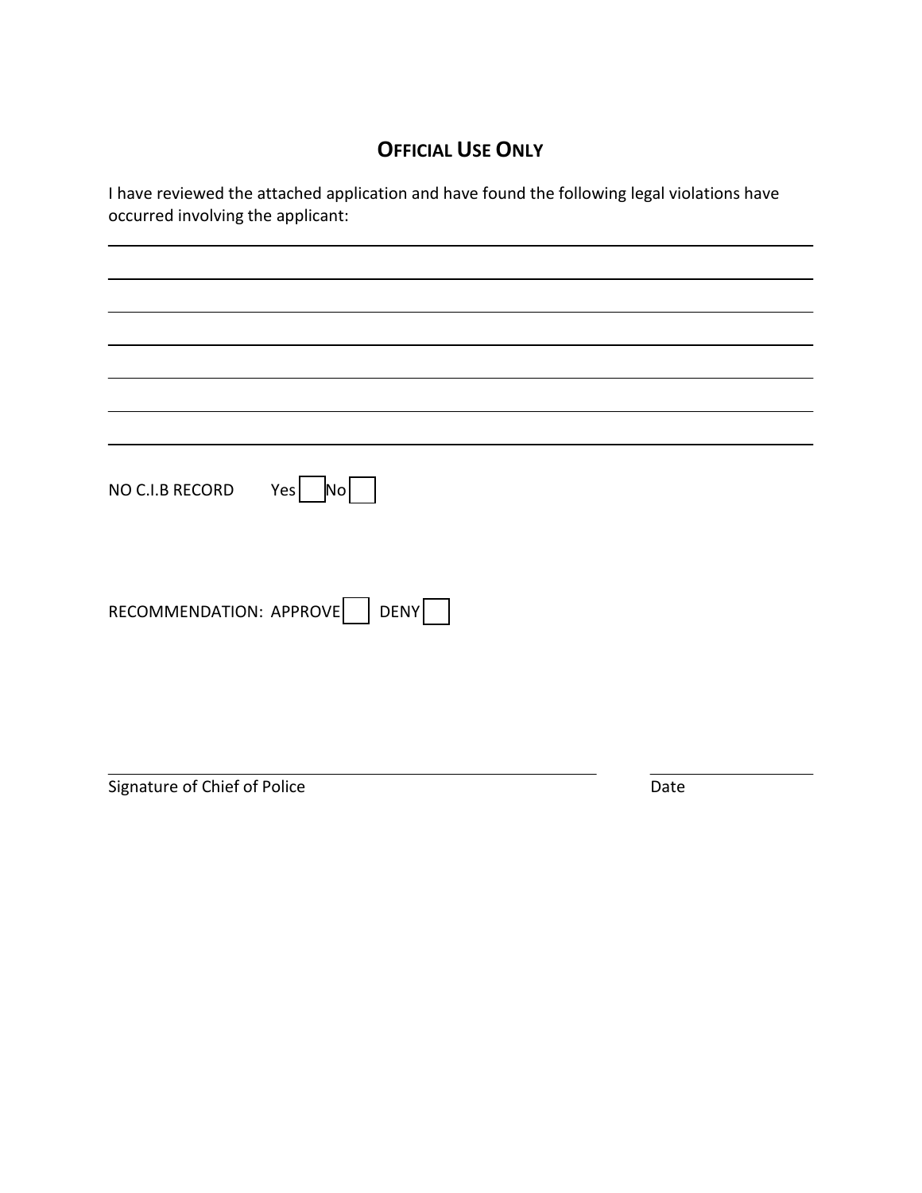## OFFICIAL USE ONLY

I have reviewed the attached application and have found the following legal violations have occurred involving the applicant:

\_\_\_\_\_\_\_\_\_\_\_\_\_\_\_\_\_\_\_\_\_\_\_\_\_\_\_\_\_\_\_\_\_\_\_\_\_\_\_\_\_\_\_\_\_\_\_\_\_\_\_\_\_\_\_\_\_\_\_\_\_\_\_\_\_\_\_\_\_\_\_\_

\_\_\_\_\_\_\_\_\_\_\_\_\_\_\_\_\_\_\_\_\_\_\_\_\_\_\_\_\_\_\_\_\_\_\_\_\_\_\_\_\_\_\_\_\_\_\_\_\_\_\_\_\_\_\_\_\_\_\_\_\_\_\_\_\_\_\_\_\_\_\_\_

\_\_\_\_\_\_\_\_\_\_\_\_\_\_\_\_\_\_\_\_\_\_\_\_\_\_\_\_\_\_\_\_\_\_\_\_\_\_\_\_\_\_\_\_\_\_\_\_\_\_\_\_\_\_\_\_\_\_\_\_\_\_\_\_\_\_\_\_\_\_\_\_

\_\_\_\_\_\_\_\_\_\_\_\_\_\_\_\_\_\_\_\_\_\_\_\_\_\_\_\_\_\_\_\_\_\_\_\_\_\_\_\_\_\_\_\_\_\_\_\_\_\_\_\_\_\_\_\_\_\_\_\_\_\_\_\_\_\_\_\_\_\_\_\_

\_\_\_\_\_\_\_\_\_\_\_\_\_\_\_\_\_\_\_\_\_\_\_\_\_\_\_\_\_\_\_\_\_\_\_\_\_\_\_\_\_\_\_\_\_\_\_\_\_\_\_\_\_\_\_\_\_\_\_\_\_\_\_\_\_\_\_\_\_\_\_\_

\_\_\_\_\_\_\_\_\_\_\_\_\_\_\_\_\_\_\_\_\_\_\_\_\_\_\_\_\_\_\_\_\_\_\_\_\_\_\_\_\_\_\_\_\_\_\_\_\_\_\_\_\_\_\_\_\_\_\_\_\_\_\_\_\_\_\_\_\_\_\_\_

\_\_\_\_\_\_\_\_\_\_\_\_\_\_\_\_\_\_\_\_\_\_\_\_\_\_\_\_\_\_\_\_\_\_\_\_\_\_\_\_\_\_\_\_\_\_\_\_\_\_\_\_\_\_\_\_\_\_\_\_\_\_\_\_\_\_\_\_\_\_\_\_

NO C.I.B RECORD Yes ☐ No ☐

RECOMMENDATION: APPROVE ☐ DENY ☐

\_\_\_\_\_\_\_\_\_\_\_\_\_\_\_\_\_\_\_\_\_\_\_\_\_\_\_\_\_\_\_\_\_\_\_\_\_\_\_\_ \_\_\_\_\_\_\_\_\_\_\_\_\_\_\_\_

Signature of Chief of Police Date